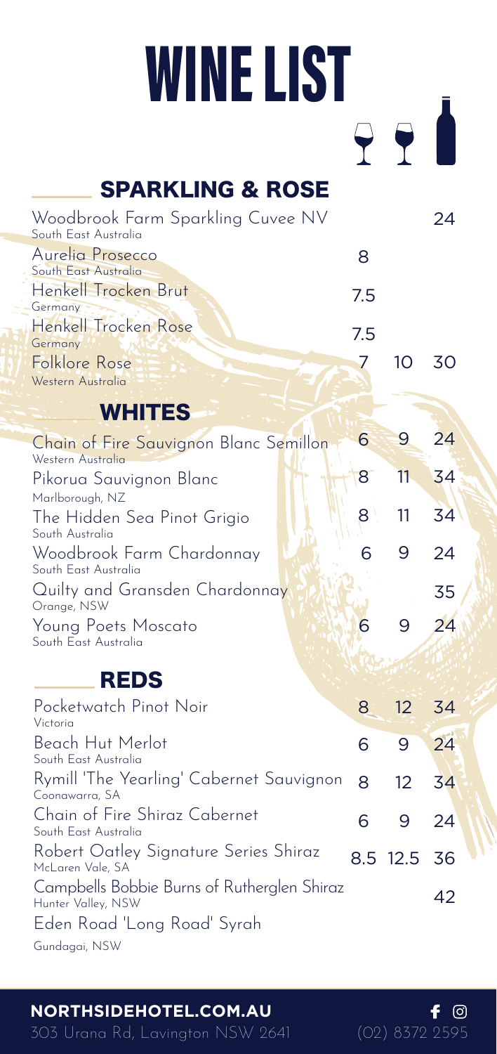# WINE LIST

## SPARKLING & ROSE

| Wine | | | |
|---|---|---|---|
| Woodbrook Farm Sparkling Cuvee NV<br>South East Australia | | | 24 |
| Aurelia Prosecco<br>South East Australia | 8 | | |
| Henkell Trocken Brut<br>Germany | 7.5 | | |
| Henkell Trocken Rose<br>Germany | 7.5 | | |
| Folklore Rose<br>Western Australia | 7 | 10 | 30 |

## WHITES

| Wine | | | |
|---|---|---|---|
| Chain of Fire Sauvignon Blanc Semillon<br>Western Australia | 6 | 9 | 24 |
| Pikorua Sauvignon Blanc<br>Marlborough, NZ | 8 | 11 | 34 |
| The Hidden Sea Pinot Grigio<br>South Australia | 8 | 11 | 34 |
| Woodbrook Farm Chardonnay<br>South East Australia | 6 | 9 | 24 |
| Quilty and Gransden Chardonnay<br>Orange, NSW | | | 35 |
| Young Poets Moscato<br>South East Australia | 6 | 9 | 24 |

## REDS

| Wine | | | |
|---|---|---|---|
| Pocketwatch Pinot Noir<br>Victoria | 8 | 12 | 34 |
| Beach Hut Merlot<br>South East Australia | 6 | 9 | 24 |
| Rymill 'The Yearling' Cabernet Sauvignon<br>Coonawarra, SA | 8 | 12 | 34 |
| Chain of Fire Shiraz Cabernet<br>South East Australia | 6 | 9 | 24 |
| Robert Oatley Signature Series Shiraz<br>McLaren Vale, SA | 8.5 | 12.5 | 36 |
| Campbells Bobbie Burns of Rutherglen Shiraz<br>Hunter Valley, NSW | | | 42 |
| Eden Road 'Long Road' Syrah<br>Gundagai, NSW | | | |

**NORTHSIDEHOTEL.COM.AU**
303 Urana Rd, Lavington NSW 2641 (02) 8372 2595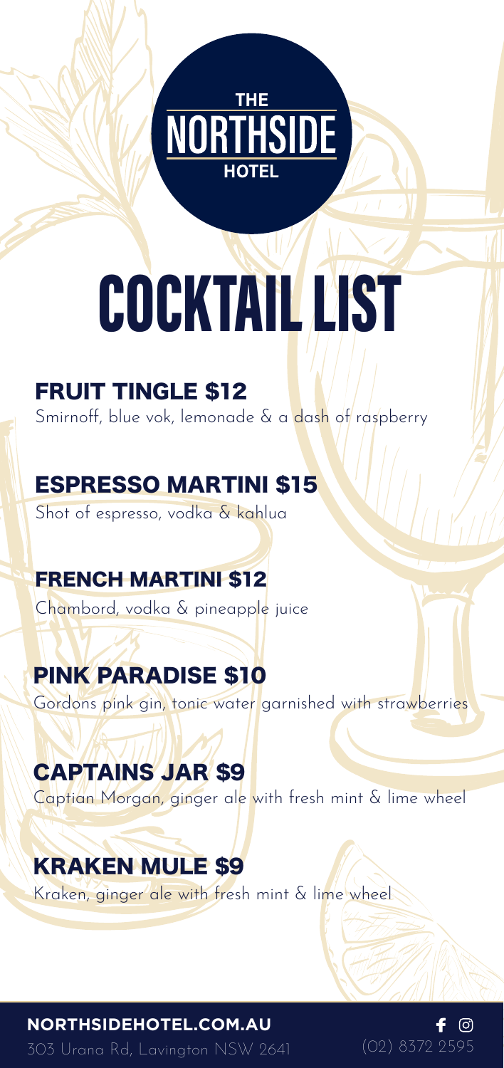THE NORTHSIDE HOTEL

# COCKTAIL LIST

## FRUIT TINGLE $12

Smirnoff, blue vok, lemonade & a dash of raspberry

## ESPRESSO MARTINI $15

Shot of espresso, vodka & kahlua

## FRENCH MARTINI $12

Chambord, vodka & pineapple juice

## PINK PARADISE $10

Gordons pink gin, tonic water garnished with strawberries

## CAPTAINS JAR $9

Captian Morgan, ginger ale with fresh mint & lime wheel

## KRAKEN MULE $9

Kraken, ginger ale with fresh mint & lime wheel

**NORTHSIDEHOTEL.COM.AU**

303 Urana Rd, Lavington NSW 2641

(02) 8372 2595